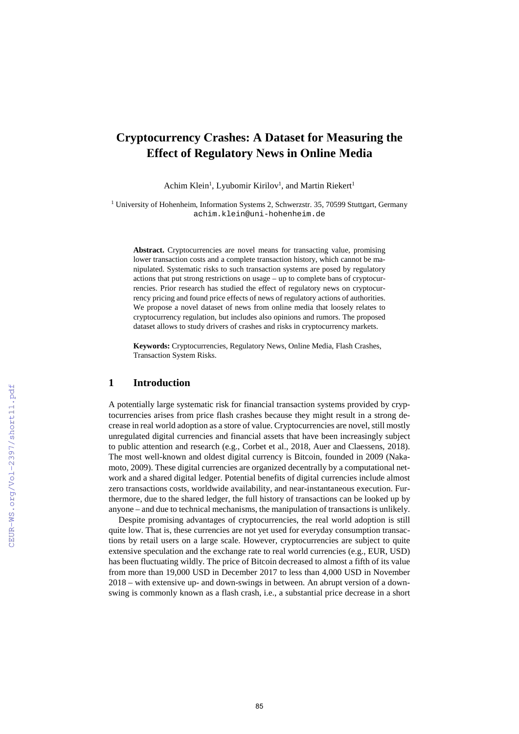# Cryptocurrency Crashes: A Dataset for Measuring the Effect of Regulatory News in Online Media

Achim Klein[1], Lyubomir Kirilov[1], and Martin Riekert[1]

[1] University of Hohenheim, Information Systems 2, Schwerzstr. 35, 70599 Stuttgart, Germany
achim.klein@uni-hohenheim.de

**Abstract.** Cryptocurrencies are novel means for transacting value, promising lower transaction costs and a complete transaction history, which cannot be manipulated. Systematic risks to such transaction systems are posed by regulatory actions that put strong restrictions on usage – up to complete bans of cryptocurrencies. Prior research has studied the effect of regulatory news on cryptocurrency pricing and found price effects of news of regulatory actions of authorities. We propose a novel dataset of news from online media that loosely relates to cryptocurrency regulation, but includes also opinions and rumors. The proposed dataset allows to study drivers of crashes and risks in cryptocurrency markets.

**Keywords:** Cryptocurrencies, Regulatory News, Online Media, Flash Crashes, Transaction System Risks.

## 1 Introduction

A potentially large systematic risk for financial transaction systems provided by cryptocurrencies arises from price flash crashes because they might result in a strong decrease in real world adoption as a store of value. Cryptocurrencies are novel, still mostly unregulated digital currencies and financial assets that have been increasingly subject to public attention and research (e.g., Corbet et al., 2018, Auer and Claessens, 2018). The most well-known and oldest digital currency is Bitcoin, founded in 2009 (Nakamoto, 2009). These digital currencies are organized decentrally by a computational network and a shared digital ledger. Potential benefits of digital currencies include almost zero transactions costs, worldwide availability, and near-instantaneous execution. Furthermore, due to the shared ledger, the full history of transactions can be looked up by anyone – and due to technical mechanisms, the manipulation of transactions is unlikely.

Despite promising advantages of cryptocurrencies, the real world adoption is still quite low. That is, these currencies are not yet used for everyday consumption transactions by retail users on a large scale. However, cryptocurrencies are subject to quite extensive speculation and the exchange rate to real world currencies (e.g., EUR, USD) has been fluctuating wildly. The price of Bitcoin decreased to almost a fifth of its value from more than 19,000 USD in December 2017 to less than 4,000 USD in November 2018 – with extensive up- and down-swings in between. An abrupt version of a downswing is commonly known as a flash crash, i.e., a substantial price decrease in a short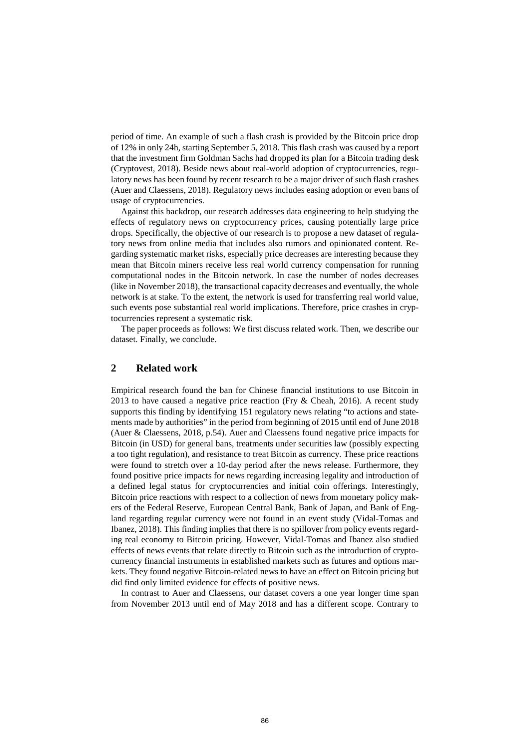period of time. An example of such a flash crash is provided by the Bitcoin price drop of 12% in only 24h, starting September 5, 2018. This flash crash was caused by a report that the investment firm Goldman Sachs had dropped its plan for a Bitcoin trading desk (Cryptovest, 2018). Beside news about real-world adoption of cryptocurrencies, regulatory news has been found by recent research to be a major driver of such flash crashes (Auer and Claessens, 2018). Regulatory news includes easing adoption or even bans of usage of cryptocurrencies.

Against this backdrop, our research addresses data engineering to help studying the effects of regulatory news on cryptocurrency prices, causing potentially large price drops. Specifically, the objective of our research is to propose a new dataset of regulatory news from online media that includes also rumors and opinionated content. Regarding systematic market risks, especially price decreases are interesting because they mean that Bitcoin miners receive less real world currency compensation for running computational nodes in the Bitcoin network. In case the number of nodes decreases (like in November 2018), the transactional capacity decreases and eventually, the whole network is at stake. To the extent, the network is used for transferring real world value, such events pose substantial real world implications. Therefore, price crashes in cryptocurrencies represent a systematic risk.

The paper proceeds as follows: We first discuss related work. Then, we describe our dataset. Finally, we conclude.

## 2 Related work

Empirical research found the ban for Chinese financial institutions to use Bitcoin in 2013 to have caused a negative price reaction (Fry & Cheah, 2016). A recent study supports this finding by identifying 151 regulatory news relating "to actions and statements made by authorities" in the period from beginning of 2015 until end of June 2018 (Auer & Claessens, 2018, p.54). Auer and Claessens found negative price impacts for Bitcoin (in USD) for general bans, treatments under securities law (possibly expecting a too tight regulation), and resistance to treat Bitcoin as currency. These price reactions were found to stretch over a 10-day period after the news release. Furthermore, they found positive price impacts for news regarding increasing legality and introduction of a defined legal status for cryptocurrencies and initial coin offerings. Interestingly, Bitcoin price reactions with respect to a collection of news from monetary policy makers of the Federal Reserve, European Central Bank, Bank of Japan, and Bank of England regarding regular currency were not found in an event study (Vidal-Tomas and Ibanez, 2018). This finding implies that there is no spillover from policy events regarding real economy to Bitcoin pricing. However, Vidal-Tomas and Ibanez also studied effects of news events that relate directly to Bitcoin such as the introduction of cryptocurrency financial instruments in established markets such as futures and options markets. They found negative Bitcoin-related news to have an effect on Bitcoin pricing but did find only limited evidence for effects of positive news.

In contrast to Auer and Claessens, our dataset covers a one year longer time span from November 2013 until end of May 2018 and has a different scope. Contrary to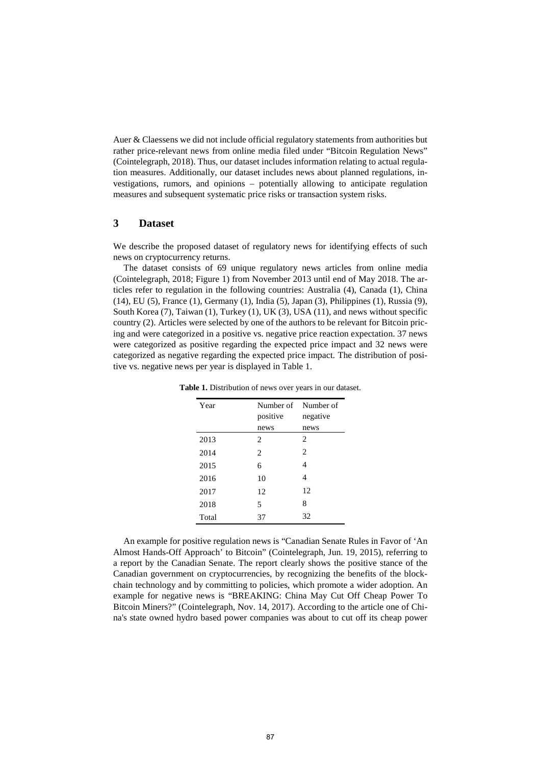Auer & Claessens we did not include official regulatory statements from authorities but rather price-relevant news from online media filed under "Bitcoin Regulation News" (Cointelegraph, 2018). Thus, our dataset includes information relating to actual regulation measures. Additionally, our dataset includes news about planned regulations, investigations, rumors, and opinions – potentially allowing to anticipate regulation measures and subsequent systematic price risks or transaction system risks.

## 3 Dataset

We describe the proposed dataset of regulatory news for identifying effects of such news on cryptocurrency returns.

The dataset consists of 69 unique regulatory news articles from online media (Cointelegraph, 2018; Figure 1) from November 2013 until end of May 2018. The articles refer to regulation in the following countries: Australia (4), Canada (1), China (14), EU (5), France (1), Germany (1), India (5), Japan (3), Philippines (1), Russia (9), South Korea (7), Taiwan (1), Turkey (1), UK (3), USA (11), and news without specific country (2). Articles were selected by one of the authors to be relevant for Bitcoin pricing and were categorized in a positive vs. negative price reaction expectation. 37 news were categorized as positive regarding the expected price impact and 32 news were categorized as negative regarding the expected price impact. The distribution of positive vs. negative news per year is displayed in Table 1.

**Table 1.** Distribution of news over years in our dataset.

| Year | Number of positive news | Number of negative news |
|---|---|---|
| 2013 | 2 | 2 |
| 2014 | 2 | 2 |
| 2015 | 6 | 4 |
| 2016 | 10 | 4 |
| 2017 | 12 | 12 |
| 2018 | 5 | 8 |
| Total | 37 | 32 |

An example for positive regulation news is "Canadian Senate Rules in Favor of 'An Almost Hands-Off Approach' to Bitcoin" (Cointelegraph, Jun. 19, 2015), referring to a report by the Canadian Senate. The report clearly shows the positive stance of the Canadian government on cryptocurrencies, by recognizing the benefits of the blockchain technology and by committing to policies, which promote a wider adoption. An example for negative news is "BREAKING: China May Cut Off Cheap Power To Bitcoin Miners?" (Cointelegraph, Nov. 14, 2017). According to the article one of China's state owned hydro based power companies was about to cut off its cheap power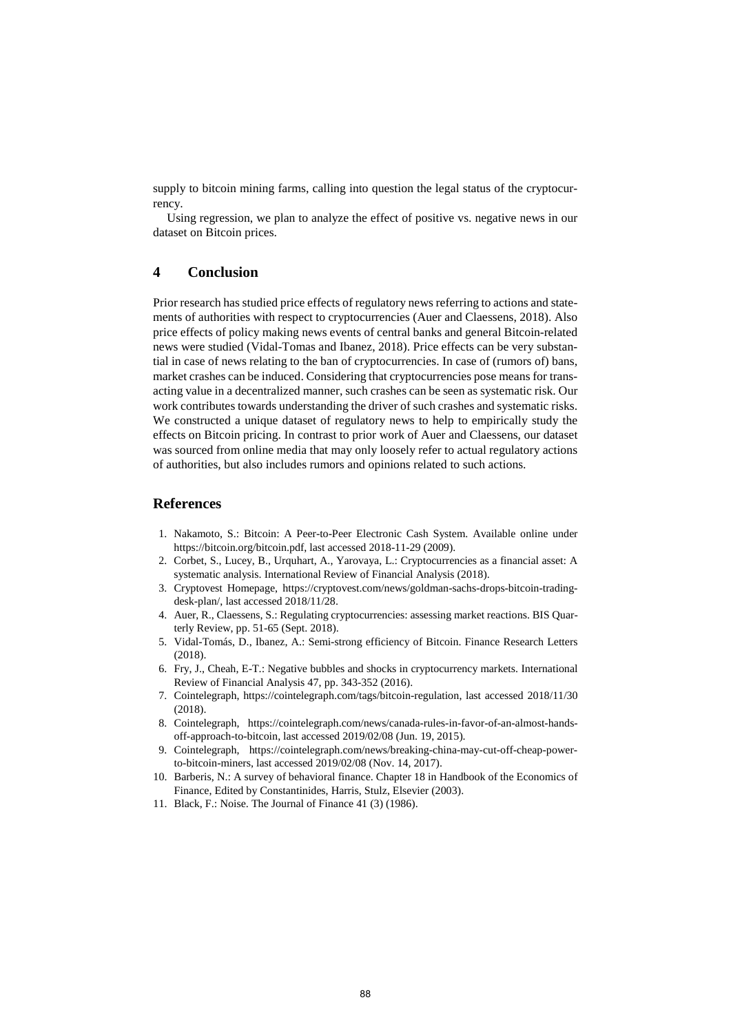supply to bitcoin mining farms, calling into question the legal status of the cryptocurrency.

Using regression, we plan to analyze the effect of positive vs. negative news in our dataset on Bitcoin prices.

## 4 Conclusion

Prior research has studied price effects of regulatory news referring to actions and statements of authorities with respect to cryptocurrencies (Auer and Claessens, 2018). Also price effects of policy making news events of central banks and general Bitcoin-related news were studied (Vidal-Tomas and Ibanez, 2018). Price effects can be very substantial in case of news relating to the ban of cryptocurrencies. In case of (rumors of) bans, market crashes can be induced. Considering that cryptocurrencies pose means for transacting value in a decentralized manner, such crashes can be seen as systematic risk. Our work contributes towards understanding the driver of such crashes and systematic risks. We constructed a unique dataset of regulatory news to help to empirically study the effects on Bitcoin pricing. In contrast to prior work of Auer and Claessens, our dataset was sourced from online media that may only loosely refer to actual regulatory actions of authorities, but also includes rumors and opinions related to such actions.

## References

1. Nakamoto, S.: Bitcoin: A Peer-to-Peer Electronic Cash System. Available online under https://bitcoin.org/bitcoin.pdf, last accessed 2018-11-29 (2009).
2. Corbet, S., Lucey, B., Urquhart, A., Yarovaya, L.: Cryptocurrencies as a financial asset: A systematic analysis. International Review of Financial Analysis (2018).
3. Cryptovest Homepage, https://cryptovest.com/news/goldman-sachs-drops-bitcoin-trading-desk-plan/, last accessed 2018/11/28.
4. Auer, R., Claessens, S.: Regulating cryptocurrencies: assessing market reactions. BIS Quarterly Review, pp. 51-65 (Sept. 2018).
5. Vidal-Tomás, D., Ibanez, A.: Semi-strong efficiency of Bitcoin. Finance Research Letters (2018).
6. Fry, J., Cheah, E-T.: Negative bubbles and shocks in cryptocurrency markets. International Review of Financial Analysis 47, pp. 343-352 (2016).
7. Cointelegraph, https://cointelegraph.com/tags/bitcoin-regulation, last accessed 2018/11/30 (2018).
8. Cointelegraph, https://cointelegraph.com/news/canada-rules-in-favor-of-an-almost-hands-off-approach-to-bitcoin, last accessed 2019/02/08 (Jun. 19, 2015).
9. Cointelegraph, https://cointelegraph.com/news/breaking-china-may-cut-off-cheap-power-to-bitcoin-miners, last accessed 2019/02/08 (Nov. 14, 2017).
10. Barberis, N.: A survey of behavioral finance. Chapter 18 in Handbook of the Economics of Finance, Edited by Constantinides, Harris, Stulz, Elsevier (2003).
11. Black, F.: Noise. The Journal of Finance 41 (3) (1986).